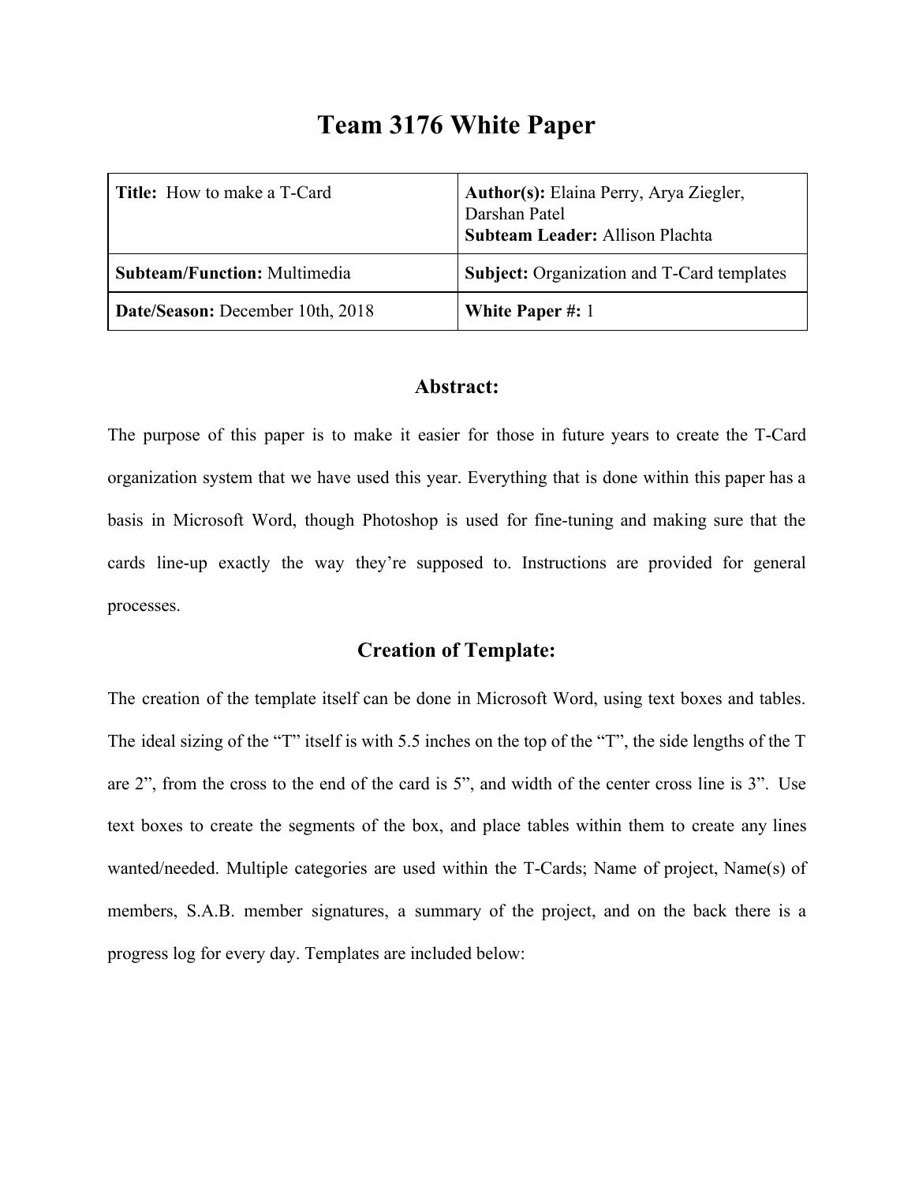# Team 3176 White Paper

| **Title:** How to make a T-Card | **Author(s):** Elaina Perry, Arya Ziegler, Darshan Patel<br>**Subteam Leader:** Allison Plachta |
|---|---|
| **Subteam/Function:** Multimedia | **Subject:** Organization and T-Card templates |
| **Date/Season:** December 10th, 2018 | **White Paper #:** 1 |

## Abstract:

The purpose of this paper is to make it easier for those in future years to create the T-Card organization system that we have used this year. Everything that is done within this paper has a basis in Microsoft Word, though Photoshop is used for fine-tuning and making sure that the cards line-up exactly the way they're supposed to. Instructions are provided for general processes.

## Creation of Template:

The creation of the template itself can be done in Microsoft Word, using text boxes and tables. The ideal sizing of the "T" itself is with 5.5 inches on the top of the "T", the side lengths of the T are 2", from the cross to the end of the card is 5", and width of the center cross line is 3". Use text boxes to create the segments of the box, and place tables within them to create any lines wanted/needed. Multiple categories are used within the T-Cards; Name of project, Name(s) of members, S.A.B. member signatures, a summary of the project, and on the back there is a progress log for every day. Templates are included below: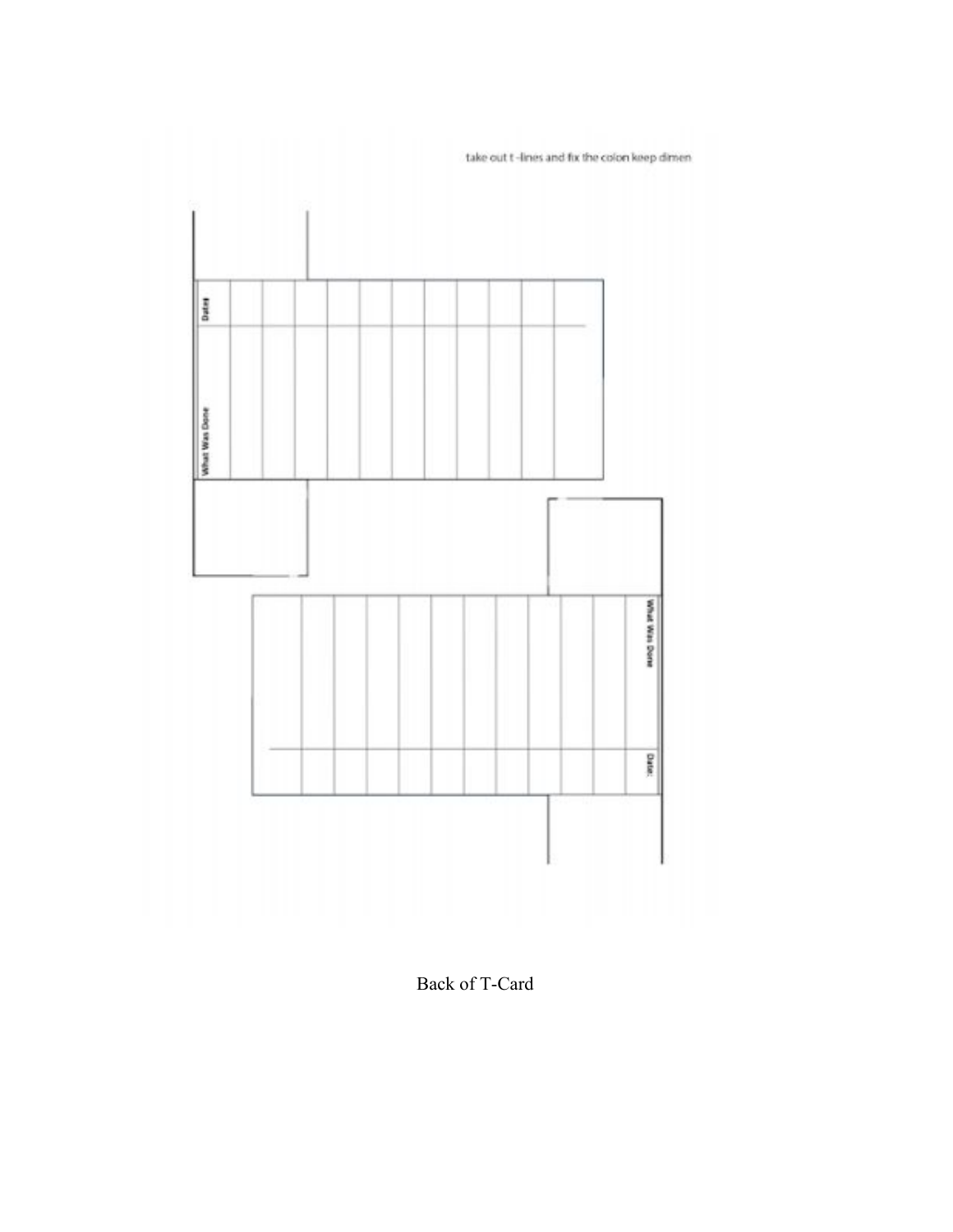take out t -lines and fix the colon keep dimen

| Dates | What Was Done |
|---|---|
| | |
| | |
| | |
| | |
| | |
| | |
| | |
| | |
| | |
| | |
| | |

| Date: | What Was Done |
|---|---|
| | |
| | |
| | |
| | |
| | |
| | |
| | |
| | |
| | |
| | |
| | |

Back of T-Card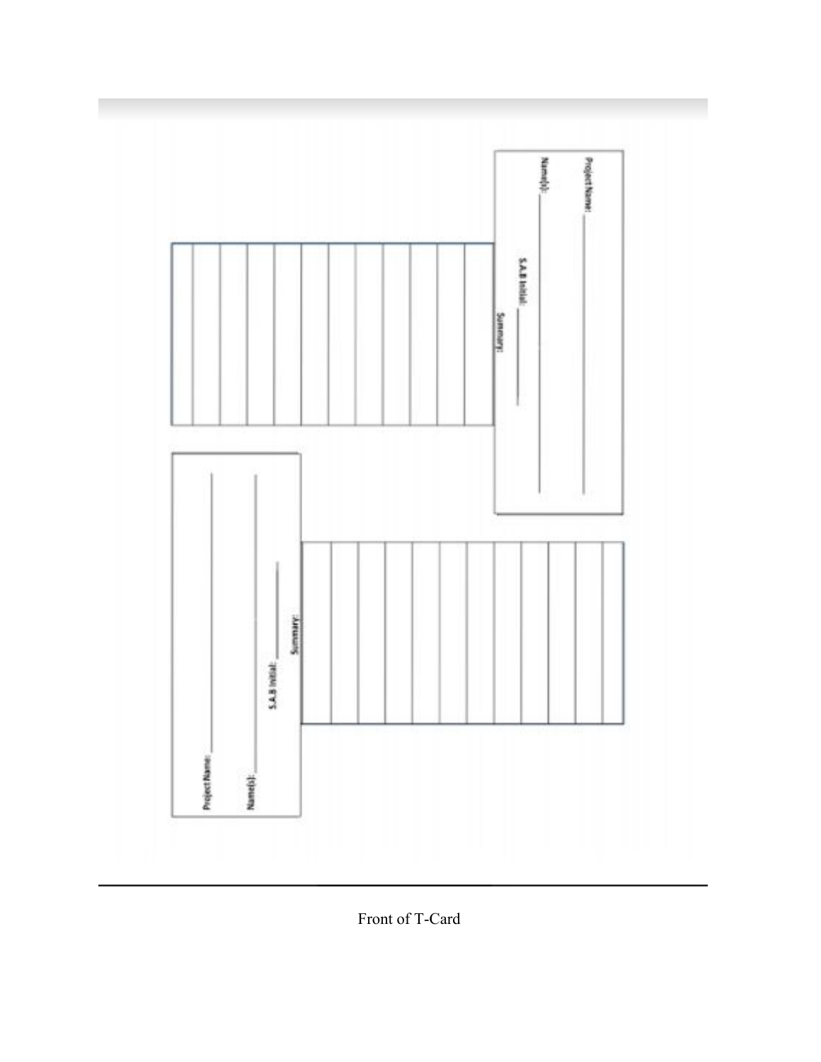Project Name: ______________

Name(s): ______________

S.A.B Initial: ______

Summary:

Project Name: ______________

Name(s): ______________

S.A.B Initial: ______

Summary:

Front of T-Card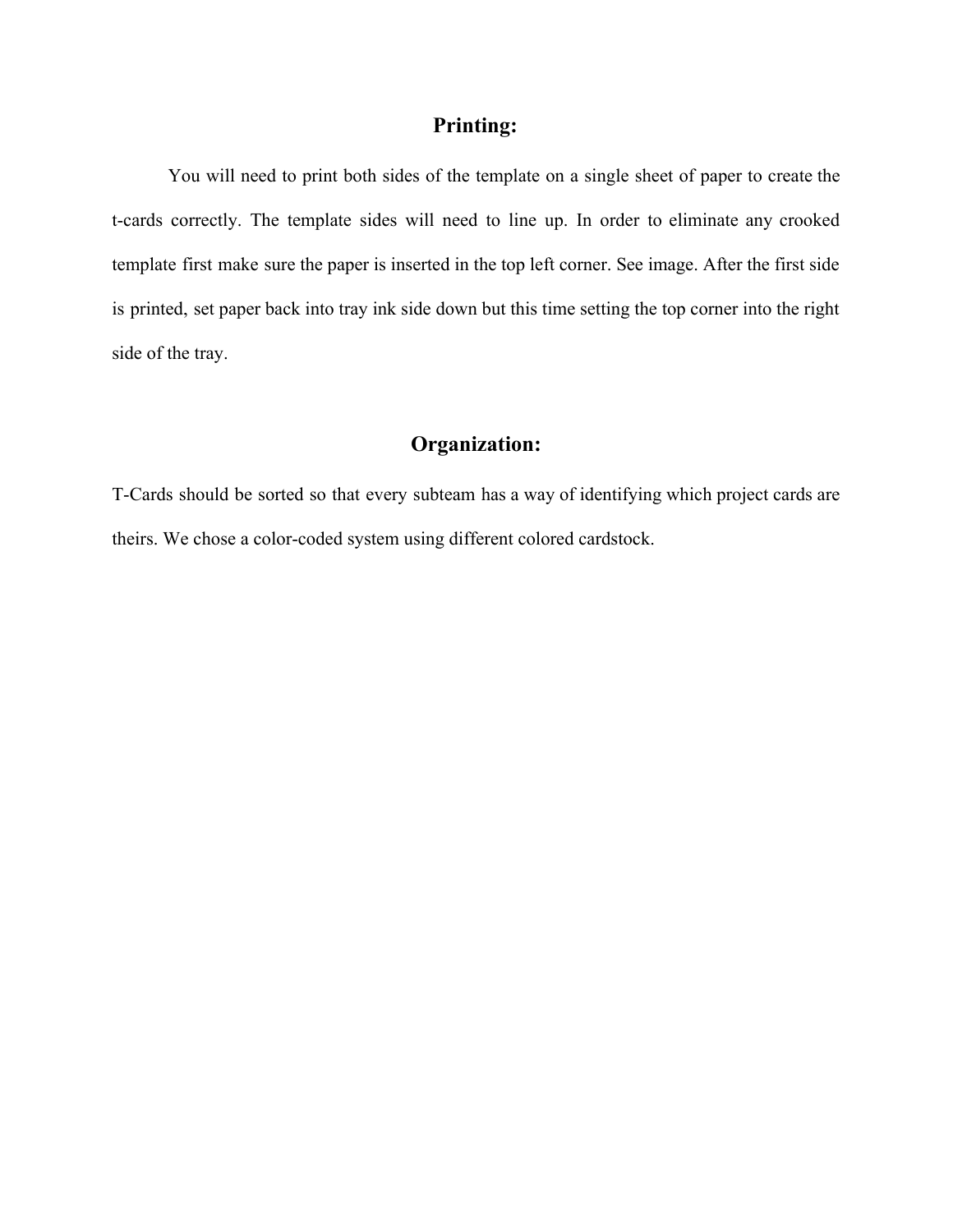## Printing:

You will need to print both sides of the template on a single sheet of paper to create the t-cards correctly. The template sides will need to line up. In order to eliminate any crooked template first make sure the paper is inserted in the top left corner. See image. After the first side is printed, set paper back into tray ink side down but this time setting the top corner into the right side of the tray.

## Organization:

T-Cards should be sorted so that every subteam has a way of identifying which project cards are theirs. We chose a color-coded system using different colored cardstock.